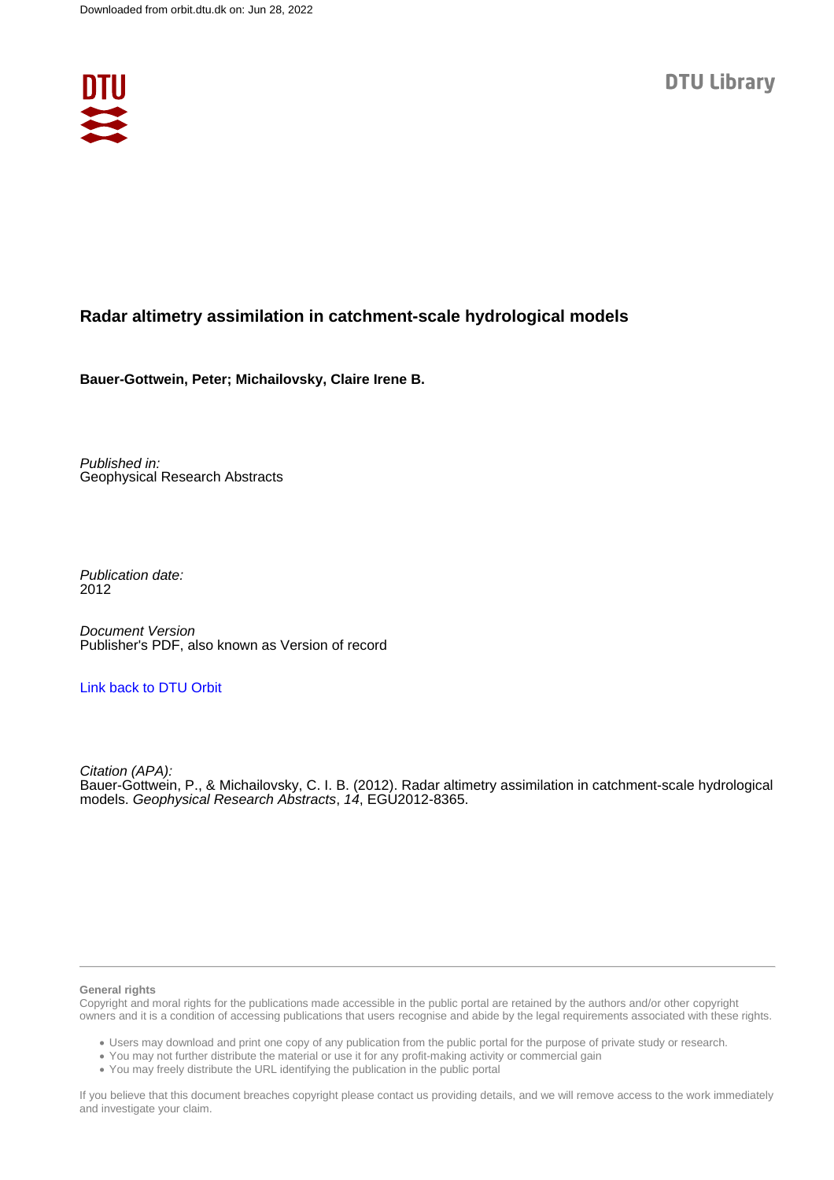Downloaded from orbit.dtu.dk on: Jun 28, 2022

DTU Library

# Radar altimetry assimilation in catchment-scale hydrological models

**Bauer-Gottwein, Peter; Michailovsky, Claire Irene B.**

*Published in:*
Geophysical Research Abstracts

*Publication date:*
2012

*Document Version*
Publisher's PDF, also known as Version of record

[Link back to DTU Orbit](https://orbit.dtu.dk)

*Citation (APA):*
Bauer-Gottwein, P., & Michailovsky, C. I. B. (2012). Radar altimetry assimilation in catchment-scale hydrological models. *Geophysical Research Abstracts*, *14*, EGU2012-8365.

**General rights**
Copyright and moral rights for the publications made accessible in the public portal are retained by the authors and/or other copyright owners and it is a condition of accessing publications that users recognise and abide by the legal requirements associated with these rights.

- Users may download and print one copy of any publication from the public portal for the purpose of private study or research.
- You may not further distribute the material or use it for any profit-making activity or commercial gain
- You may freely distribute the URL identifying the publication in the public portal

If you believe that this document breaches copyright please contact us providing details, and we will remove access to the work immediately and investigate your claim.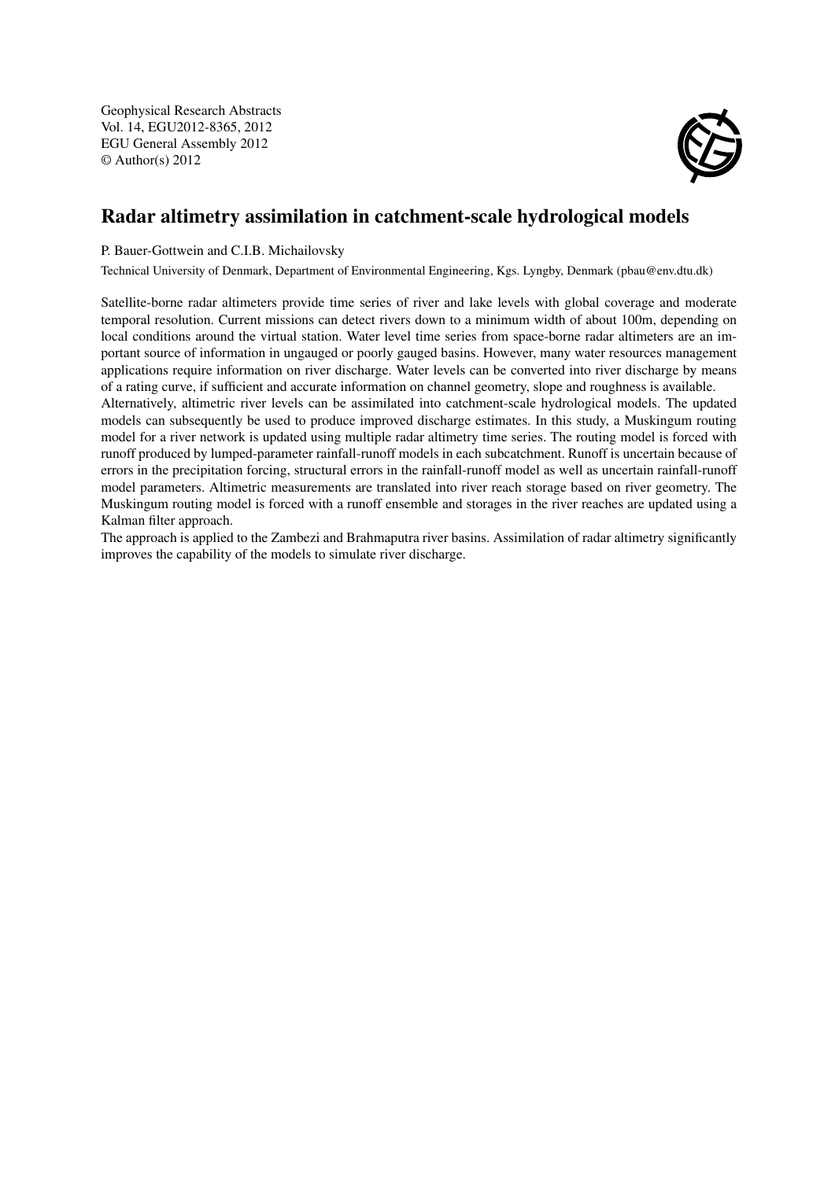Geophysical Research Abstracts
Vol. 14, EGU2012-8365, 2012
EGU General Assembly 2012
© Author(s) 2012

# Radar altimetry assimilation in catchment-scale hydrological models

P. Bauer-Gottwein and C.I.B. Michailovsky

Technical University of Denmark, Department of Environmental Engineering, Kgs. Lyngby, Denmark (pbau@env.dtu.dk)

Satellite-borne radar altimeters provide time series of river and lake levels with global coverage and moderate temporal resolution. Current missions can detect rivers down to a minimum width of about 100m, depending on local conditions around the virtual station. Water level time series from space-borne radar altimeters are an important source of information in ungauged or poorly gauged basins. However, many water resources management applications require information on river discharge. Water levels can be converted into river discharge by means of a rating curve, if sufficient and accurate information on channel geometry, slope and roughness is available.

Alternatively, altimetric river levels can be assimilated into catchment-scale hydrological models. The updated models can subsequently be used to produce improved discharge estimates. In this study, a Muskingum routing model for a river network is updated using multiple radar altimetry time series. The routing model is forced with runoff produced by lumped-parameter rainfall-runoff models in each subcatchment. Runoff is uncertain because of errors in the precipitation forcing, structural errors in the rainfall-runoff model as well as uncertain rainfall-runoff model parameters. Altimetric measurements are translated into river reach storage based on river geometry. The Muskingum routing model is forced with a runoff ensemble and storages in the river reaches are updated using a Kalman filter approach.

The approach is applied to the Zambezi and Brahmaputra river basins. Assimilation of radar altimetry significantly improves the capability of the models to simulate river discharge.